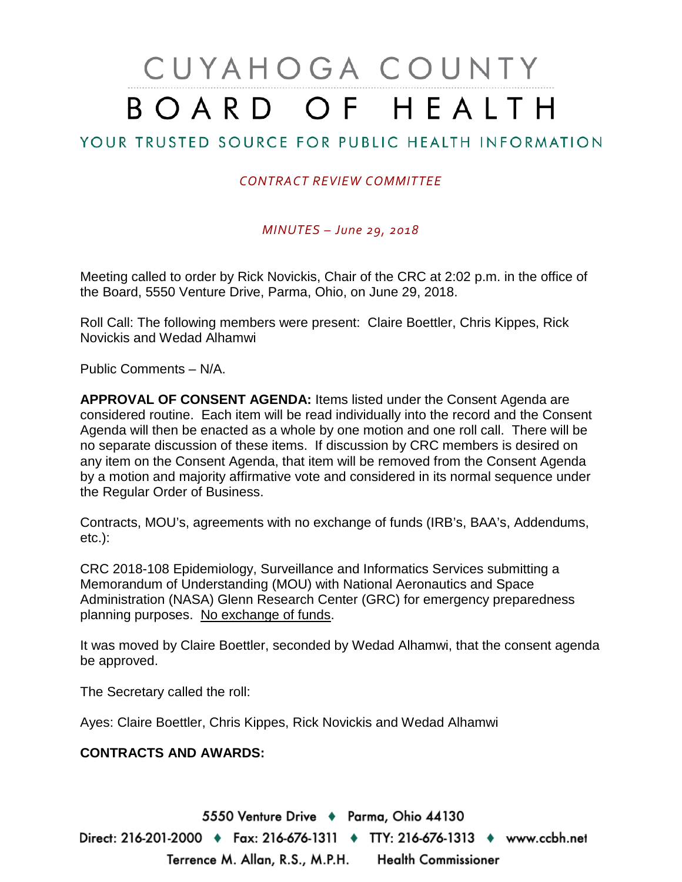# CUYAHOGA COUNTY BOARD OF HEALTH

## YOUR TRUSTED SOURCE FOR PUBLIC HEALTH INFORMATION

*CONTRACT REVIEW COMMITTEE*

*MINUTES – June 29, 2018*

Meeting called to order by Rick Novickis, Chair of the CRC at 2:02 p.m. in the office of the Board, 5550 Venture Drive, Parma, Ohio, on June 29, 2018.

Roll Call: The following members were present: Claire Boettler, Chris Kippes, Rick Novickis and Wedad Alhamwi

Public Comments – N/A.

**APPROVAL OF CONSENT AGENDA:** Items listed under the Consent Agenda are considered routine. Each item will be read individually into the record and the Consent Agenda will then be enacted as a whole by one motion and one roll call. There will be no separate discussion of these items. If discussion by CRC members is desired on any item on the Consent Agenda, that item will be removed from the Consent Agenda by a motion and majority affirmative vote and considered in its normal sequence under the Regular Order of Business.

Contracts, MOU's, agreements with no exchange of funds (IRB's, BAA's, Addendums, etc.):

CRC 2018-108 Epidemiology, Surveillance and Informatics Services submitting a Memorandum of Understanding (MOU) with National Aeronautics and Space Administration (NASA) Glenn Research Center (GRC) for emergency preparedness planning purposes. No exchange of funds.

It was moved by Claire Boettler, seconded by Wedad Alhamwi, that the consent agenda be approved.

The Secretary called the roll:

Ayes: Claire Boettler, Chris Kippes, Rick Novickis and Wedad Alhamwi

**CONTRACTS AND AWARDS:**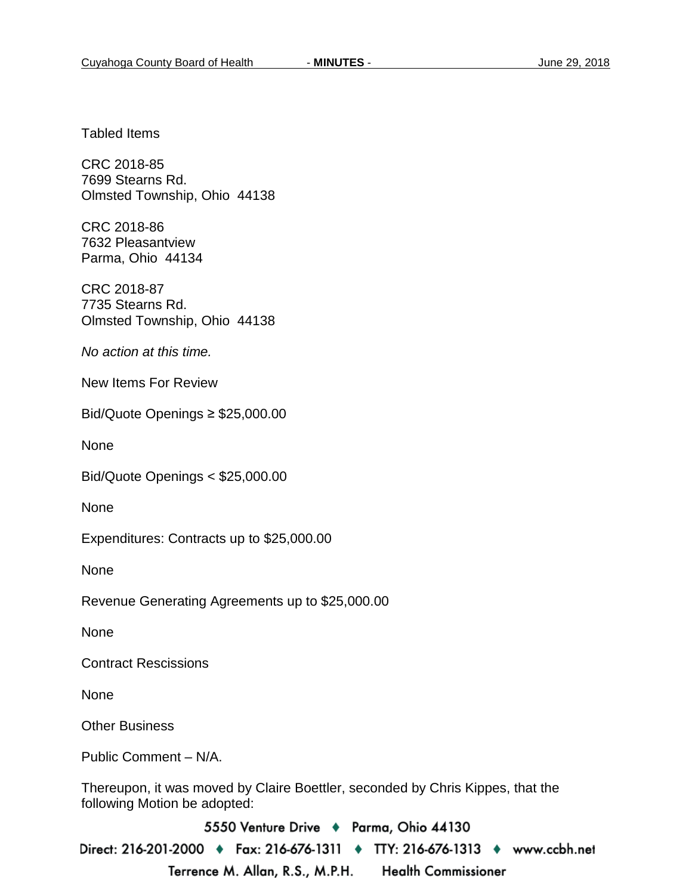Tabled Items

CRC 2018-85
7699 Stearns Rd.
Olmsted Township, Ohio 44138

CRC 2018-86
7632 Pleasantview
Parma, Ohio 44134

CRC 2018-87
7735 Stearns Rd.
Olmsted Township, Ohio 44138

*No action at this time.*

New Items For Review

Bid/Quote Openings ≥ $25,000.00

None

Bid/Quote Openings < $25,000.00

None

Expenditures: Contracts up to $25,000.00

None

Revenue Generating Agreements up to $25,000.00

None

Contract Rescissions

None

Other Business

Public Comment – N/A.

Thereupon, it was moved by Claire Boettler, seconded by Chris Kippes, that the following Motion be adopted: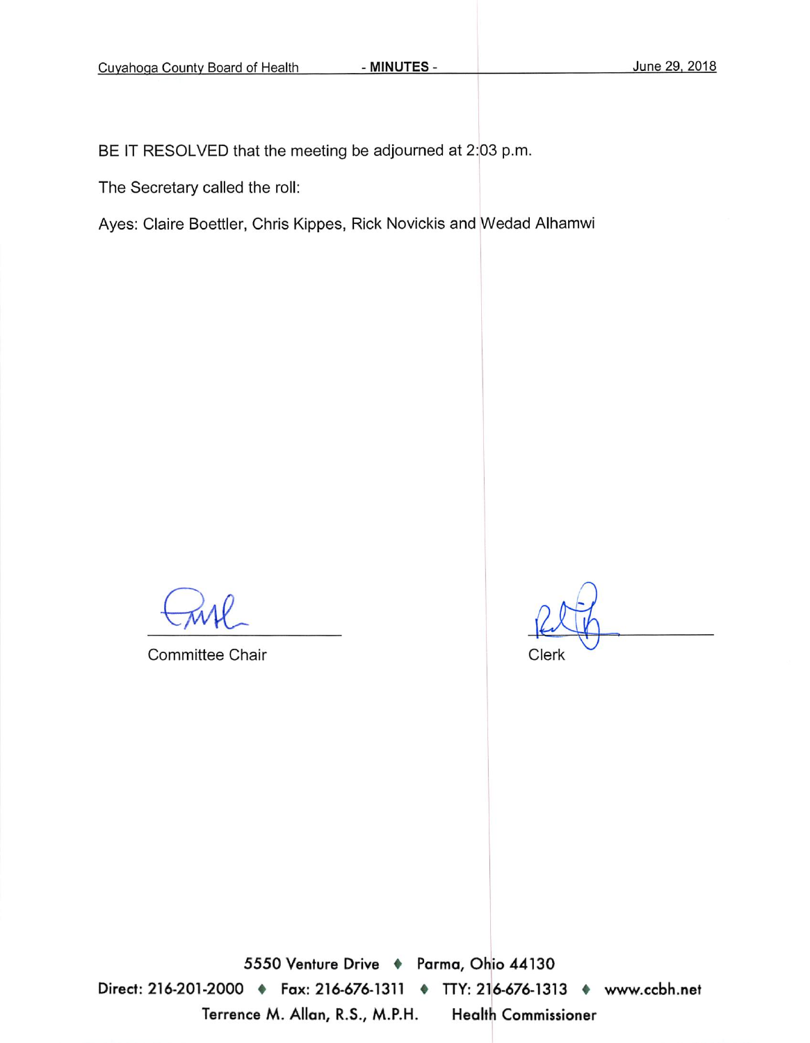BE IT RESOLVED that the meeting be adjourned at 2:03 p.m.

The Secretary called the roll:

Ayes: Claire Boettler, Chris Kippes, Rick Novickis and Wedad Alhamwi

Committee Chair

Clerk